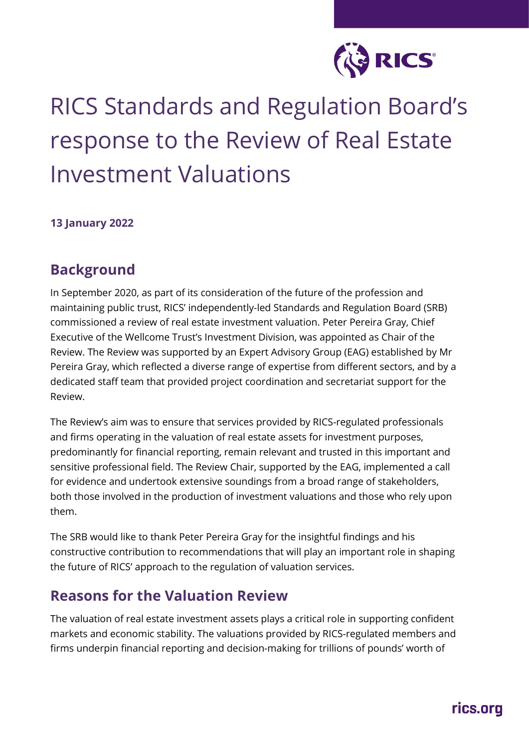# RICS Standards and Regulation Board's response to the Review of Real Estate Investment Valuations

**13 January 2022**

## Background

In September 2020, as part of its consideration of the future of the profession and maintaining public trust, RICS' independently-led Standards and Regulation Board (SRB) commissioned a review of real estate investment valuation. Peter Pereira Gray, Chief Executive of the Wellcome Trust's Investment Division, was appointed as Chair of the Review. The Review was supported by an Expert Advisory Group (EAG) established by Mr Pereira Gray, which reflected a diverse range of expertise from different sectors, and by a dedicated staff team that provided project coordination and secretariat support for the Review.

The Review's aim was to ensure that services provided by RICS-regulated professionals and firms operating in the valuation of real estate assets for investment purposes, predominantly for financial reporting, remain relevant and trusted in this important and sensitive professional field. The Review Chair, supported by the EAG, implemented a call for evidence and undertook extensive soundings from a broad range of stakeholders, both those involved in the production of investment valuations and those who rely upon them.

The SRB would like to thank Peter Pereira Gray for the insightful findings and his constructive contribution to recommendations that will play an important role in shaping the future of RICS' approach to the regulation of valuation services.

## Reasons for the Valuation Review

The valuation of real estate investment assets plays a critical role in supporting confident markets and economic stability. The valuations provided by RICS-regulated members and firms underpin financial reporting and decision-making for trillions of pounds' worth of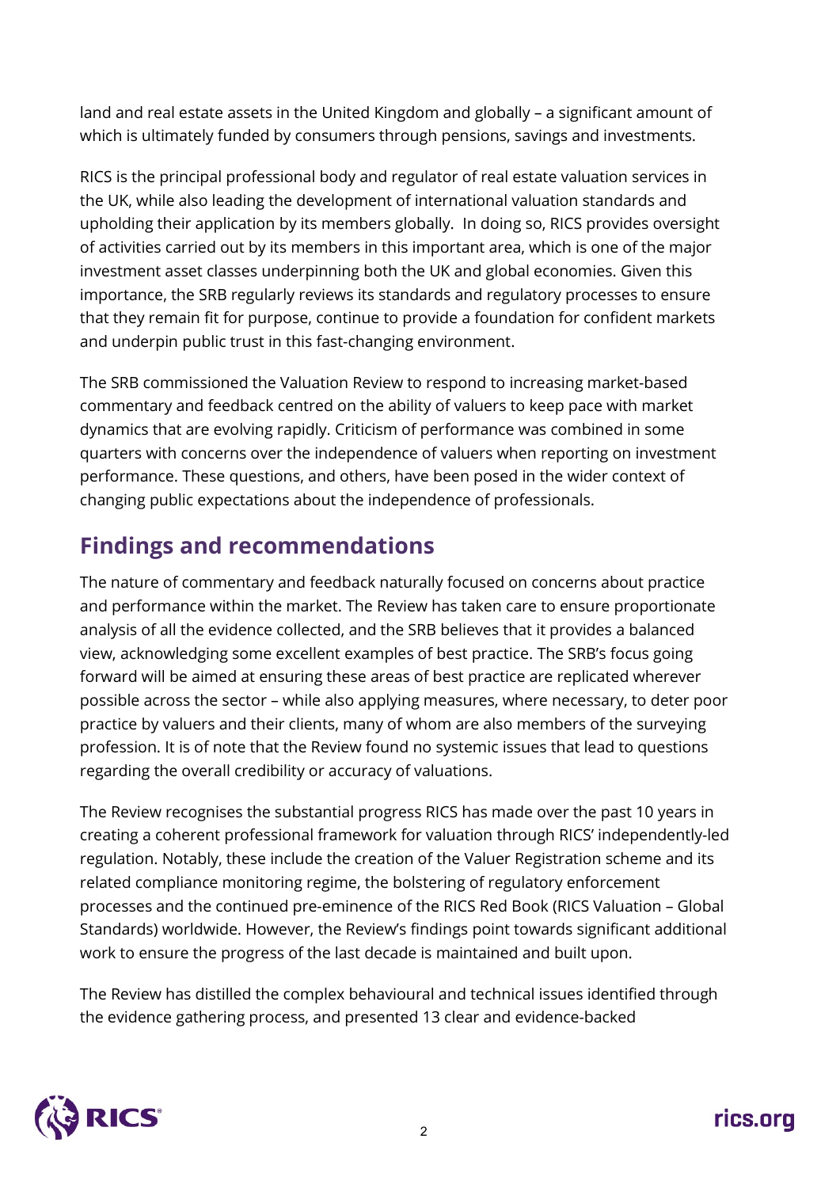land and real estate assets in the United Kingdom and globally – a significant amount of which is ultimately funded by consumers through pensions, savings and investments.

RICS is the principal professional body and regulator of real estate valuation services in the UK, while also leading the development of international valuation standards and upholding their application by its members globally. In doing so, RICS provides oversight of activities carried out by its members in this important area, which is one of the major investment asset classes underpinning both the UK and global economies. Given this importance, the SRB regularly reviews its standards and regulatory processes to ensure that they remain fit for purpose, continue to provide a foundation for confident markets and underpin public trust in this fast-changing environment.

The SRB commissioned the Valuation Review to respond to increasing market-based commentary and feedback centred on the ability of valuers to keep pace with market dynamics that are evolving rapidly. Criticism of performance was combined in some quarters with concerns over the independence of valuers when reporting on investment performance. These questions, and others, have been posed in the wider context of changing public expectations about the independence of professionals.

## Findings and recommendations

The nature of commentary and feedback naturally focused on concerns about practice and performance within the market. The Review has taken care to ensure proportionate analysis of all the evidence collected, and the SRB believes that it provides a balanced view, acknowledging some excellent examples of best practice. The SRB's focus going forward will be aimed at ensuring these areas of best practice are replicated wherever possible across the sector – while also applying measures, where necessary, to deter poor practice by valuers and their clients, many of whom are also members of the surveying profession. It is of note that the Review found no systemic issues that lead to questions regarding the overall credibility or accuracy of valuations.

The Review recognises the substantial progress RICS has made over the past 10 years in creating a coherent professional framework for valuation through RICS' independently-led regulation. Notably, these include the creation of the Valuer Registration scheme and its related compliance monitoring regime, the bolstering of regulatory enforcement processes and the continued pre-eminence of the RICS Red Book (RICS Valuation – Global Standards) worldwide. However, the Review's findings point towards significant additional work to ensure the progress of the last decade is maintained and built upon.

The Review has distilled the complex behavioural and technical issues identified through the evidence gathering process, and presented 13 clear and evidence-backed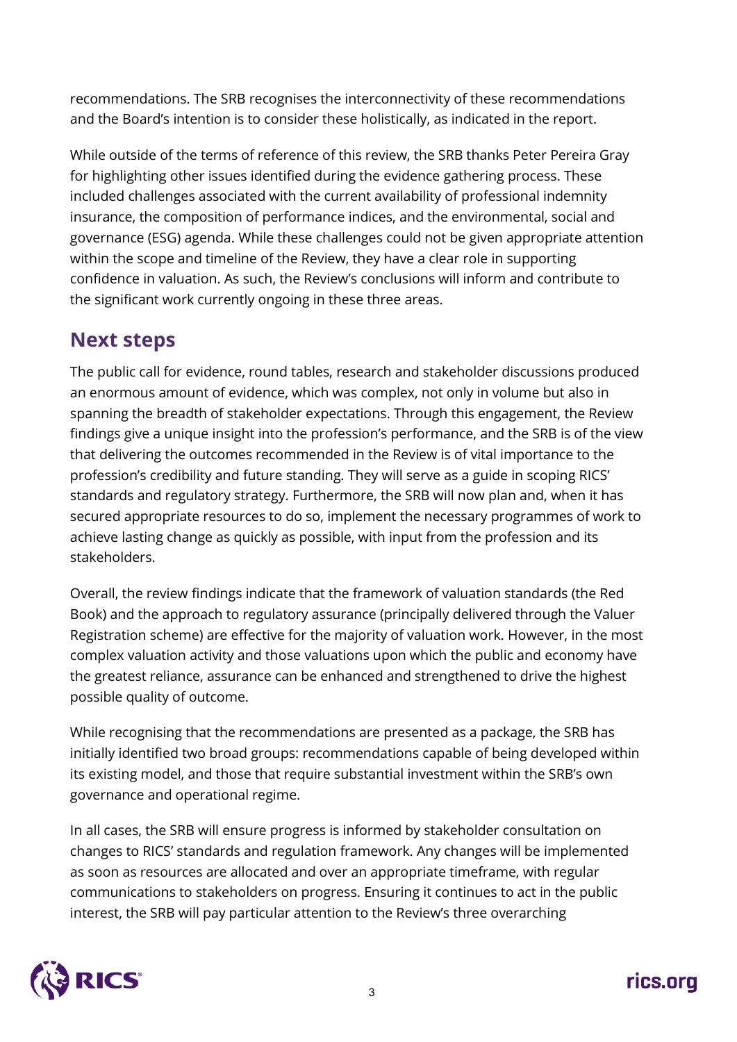recommendations. The SRB recognises the interconnectivity of these recommendations and the Board's intention is to consider these holistically, as indicated in the report.

While outside of the terms of reference of this review, the SRB thanks Peter Pereira Gray for highlighting other issues identified during the evidence gathering process. These included challenges associated with the current availability of professional indemnity insurance, the composition of performance indices, and the environmental, social and governance (ESG) agenda. While these challenges could not be given appropriate attention within the scope and timeline of the Review, they have a clear role in supporting confidence in valuation. As such, the Review's conclusions will inform and contribute to the significant work currently ongoing in these three areas.

## Next steps

The public call for evidence, round tables, research and stakeholder discussions produced an enormous amount of evidence, which was complex, not only in volume but also in spanning the breadth of stakeholder expectations. Through this engagement, the Review findings give a unique insight into the profession's performance, and the SRB is of the view that delivering the outcomes recommended in the Review is of vital importance to the profession's credibility and future standing. They will serve as a guide in scoping RICS' standards and regulatory strategy. Furthermore, the SRB will now plan and, when it has secured appropriate resources to do so, implement the necessary programmes of work to achieve lasting change as quickly as possible, with input from the profession and its stakeholders.

Overall, the review findings indicate that the framework of valuation standards (the Red Book) and the approach to regulatory assurance (principally delivered through the Valuer Registration scheme) are effective for the majority of valuation work. However, in the most complex valuation activity and those valuations upon which the public and economy have the greatest reliance, assurance can be enhanced and strengthened to drive the highest possible quality of outcome.

While recognising that the recommendations are presented as a package, the SRB has initially identified two broad groups: recommendations capable of being developed within its existing model, and those that require substantial investment within the SRB's own governance and operational regime.

In all cases, the SRB will ensure progress is informed by stakeholder consultation on changes to RICS' standards and regulation framework. Any changes will be implemented as soon as resources are allocated and over an appropriate timeframe, with regular communications to stakeholders on progress. Ensuring it continues to act in the public interest, the SRB will pay particular attention to the Review's three overarching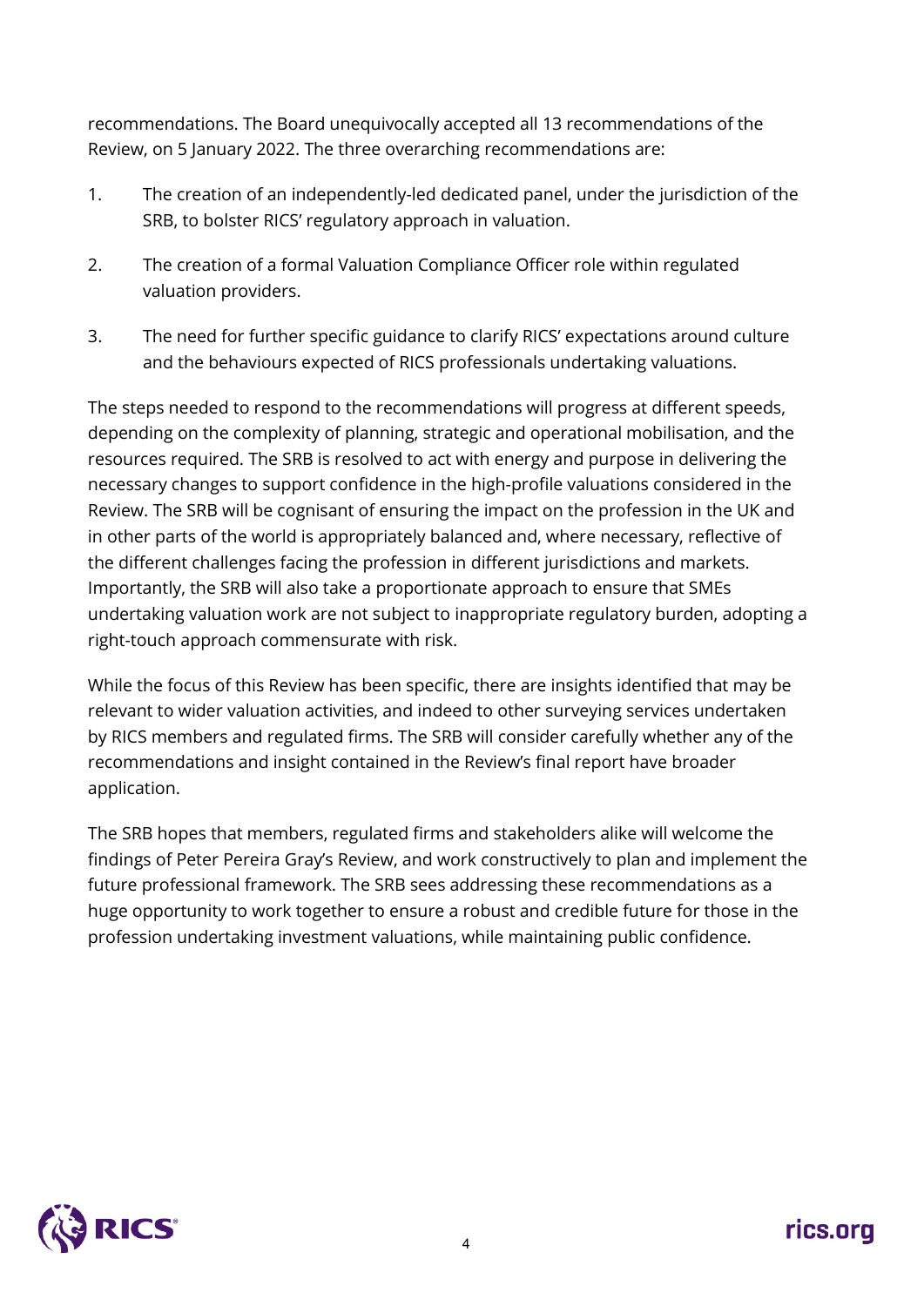recommendations. The Board unequivocally accepted all 13 recommendations of the Review, on 5 January 2022. The three overarching recommendations are:

1. The creation of an independently-led dedicated panel, under the jurisdiction of the SRB, to bolster RICS' regulatory approach in valuation.
2. The creation of a formal Valuation Compliance Officer role within regulated valuation providers.
3. The need for further specific guidance to clarify RICS' expectations around culture and the behaviours expected of RICS professionals undertaking valuations.

The steps needed to respond to the recommendations will progress at different speeds, depending on the complexity of planning, strategic and operational mobilisation, and the resources required. The SRB is resolved to act with energy and purpose in delivering the necessary changes to support confidence in the high-profile valuations considered in the Review. The SRB will be cognisant of ensuring the impact on the profession in the UK and in other parts of the world is appropriately balanced and, where necessary, reflective of the different challenges facing the profession in different jurisdictions and markets. Importantly, the SRB will also take a proportionate approach to ensure that SMEs undertaking valuation work are not subject to inappropriate regulatory burden, adopting a right-touch approach commensurate with risk.

While the focus of this Review has been specific, there are insights identified that may be relevant to wider valuation activities, and indeed to other surveying services undertaken by RICS members and regulated firms. The SRB will consider carefully whether any of the recommendations and insight contained in the Review's final report have broader application.

The SRB hopes that members, regulated firms and stakeholders alike will welcome the findings of Peter Pereira Gray's Review, and work constructively to plan and implement the future professional framework. The SRB sees addressing these recommendations as a huge opportunity to work together to ensure a robust and credible future for those in the profession undertaking investment valuations, while maintaining public confidence.